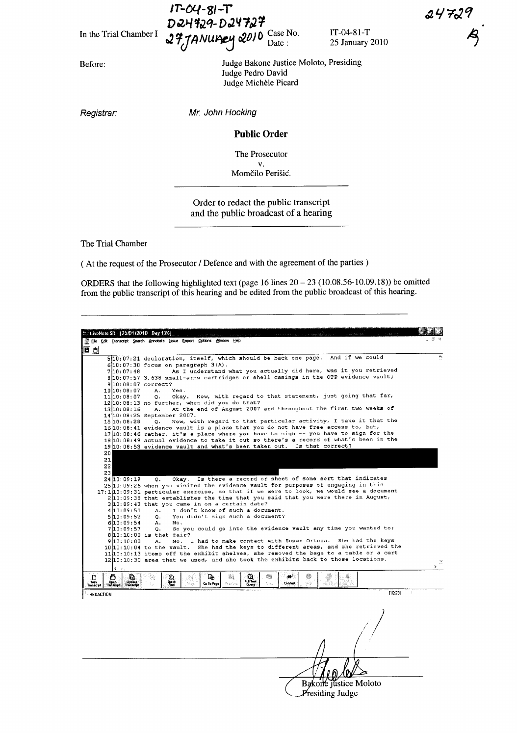IT-04-81-T
D24729-D24727
27 JANUARY 2010

24729

In the Trial Chamber I

Case No. IT-04-81-T

Date: 25 January 2010

Before:

Judge Bakone Justice Moloto, Presiding
Judge Pedro David
Judge Michèle Picard

*Registrar:* Mr. John Hocking

**Public Order**

The Prosecutor
v.
Momčilo Perišić.

---

Order to redact the public transcript and the public broadcast of a hearing

---

The Trial Chamber

( At the request of the Prosecutor / Defence and with the agreement of the parties )

ORDERS that the following highlighted text (page 16 lines 20 – 23 (10.08.56-10.09.18)) be omitted from the public transcript of this hearing and be edited from the public broadcast of this hearing.

---

LiveNote SR - [25/01/2010 Day 126]

```
 5|10:07:21 declaration, itself, which should be back one page.  And if we could
 6|10:07:30 focus on paragraph 3(A).
 7|10:07:48        As I understand what you actually did here, was it you retrieved
 8|10:07:57 3.638 small-arms cartridges or shell casings in the OTP evidence vault;
 9|10:08:07 correct?
10|10:08:07     A.   Yes.
11|10:08:07     Q.   Okay.  Now, with regard to that statement, just going that far,
12|10:08:13 no further, when did you do that?
13|10:08:16     A.   At the end of August 2007 and throughout the first two weeks of
14|10:08:25 September 2007.
15|10:08:28     Q.   Now, with regard to that particular activity, I take it that the
16|10:08:41 evidence vault is a place that you do not have free access to, but,
17|10:08:46 rather, it's a place where you have to sign -- you have to sign for the
18|10:08:49 actual evidence to take it out so there's a record of what's been in the
19|10:08:53 evidence vault and what's been taken out.  Is that correct?
20|
21|
22|
23|
24|10:09:19     Q.   Okay.  Is there a record or sheet of some sort that indicates
25|10:09:26 when you visited the evidence vault for purposes of engaging in this
17:1|10:09:31 particular exercise, so that if we were to look, we would see a document
 2|10:09:38 that establishes the time that you said that you were there in August,
 3|10:09:43 that you came in on a certain date?
 4|10:09:51     A.   I don't know of such a document.
 5|10:09:52     Q.   You didn't sign such a document?
 6|10:09:54     A.   No.
 7|10:09:57     Q.   So you could go into the evidence vault any time you wanted to;
 8|10:10:00 is that fair?
 9|10:10:00     A.   No.  I had to make contact with Susan Ortega.  She had the keys
10|10:10:04 to the vault.  She had the keys to different areas, and she retrieved the
11|10:10:13 items off the exhibit shelves, she removed the bags to a table or a cart
12|10:10:30 area that we used, and she took the exhibits back to those locations.
```

REDACTION [15:23]

---

Bakone Justice Moloto
Presiding Judge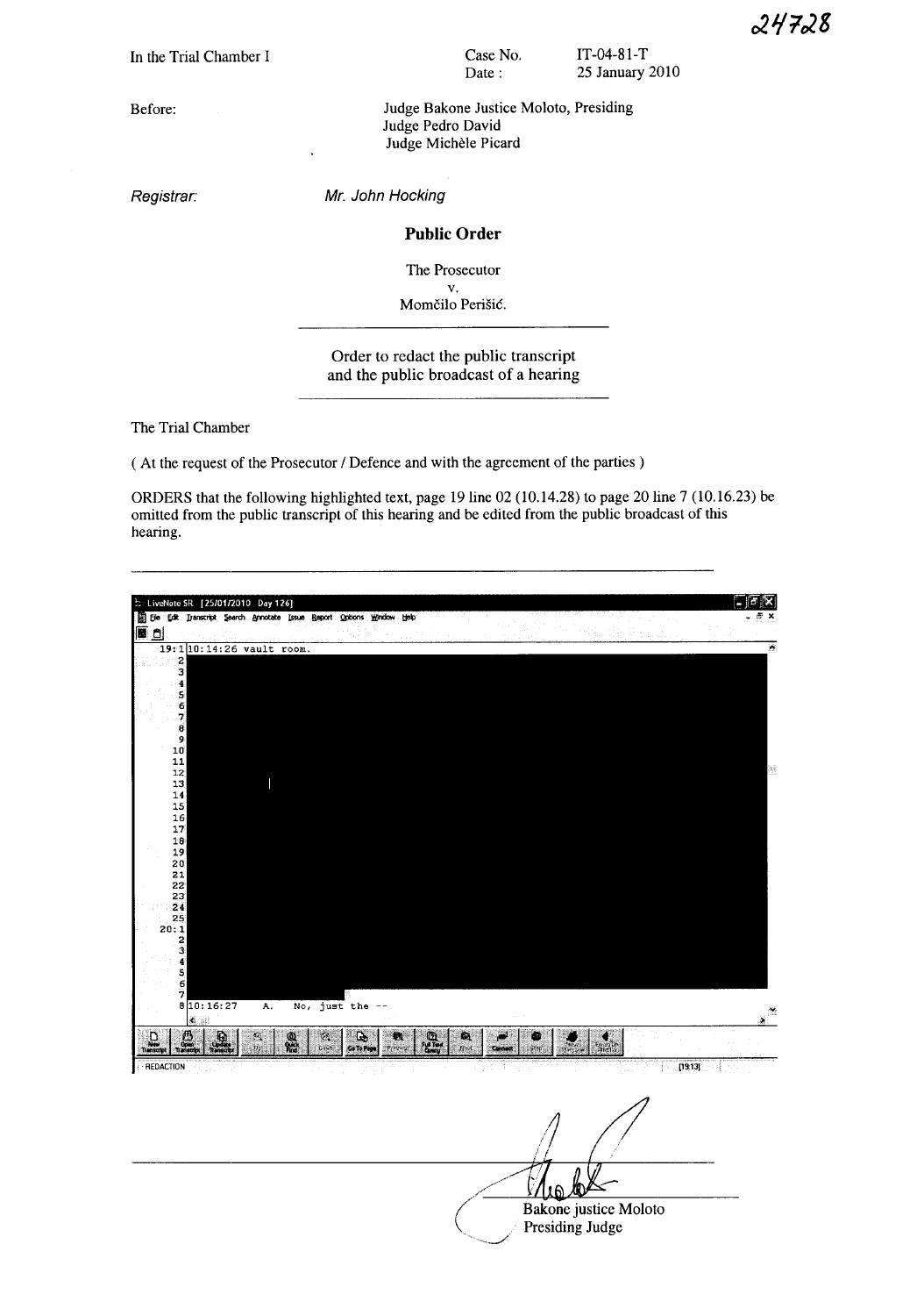24728

In the Trial Chamber I

Case No. IT-04-81-T
Date : 25 January 2010

Before: Judge Bakone Justice Moloto, Presiding
Judge Pedro David
Judge Michèle Picard

*Registrar:* *Mr. John Hocking*

## Public Order

The Prosecutor
v.
Momčilo Perišić.

---

Order to redact the public transcript
and the public broadcast of a hearing

---

The Trial Chamber

( At the request of the Prosecutor / Defence and with the agreement of the parties )

ORDERS that the following highlighted text, page 19 line 02 (10.14.28) to page 20 line 7 (10.16.23) be omitted from the public transcript of this hearing and be edited from the public broadcast of this hearing.

---

LiveNote SR [25/01/2010 Day 126]

File Edit Transcript Search Annotate Issue Report Options Window Help

```
19:1  10:14:26 vault room.
   2
   3
   4
   5
   6
   7
   8
   9
  10
  11
  12
  13
  14
  15
  16
  17
  18
  19
  20
  21
  22
  23
  24
  25
20:1
   2
   3
   4
   5
   6
   7
   8  10:16:27    A.    No, just the --
```

REDACTION [19:13]

Bakone justice Moloto
Presiding Judge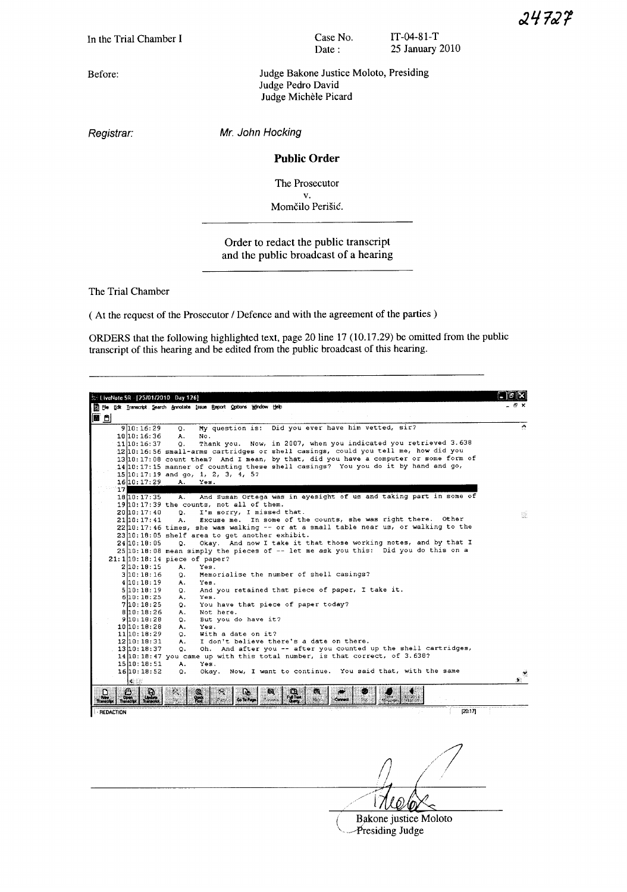24727

In the Trial Chamber I

Case No. IT-04-81-T
Date : 25 January 2010

Before:

Judge Bakone Justice Moloto, Presiding
Judge Pedro David
Judge Michèle Picard

*Registrar:* *Mr. John Hocking*

## Public Order

The Prosecutor
v.
Momčilo Perišić.

Order to redact the public transcript
and the public broadcast of a hearing

The Trial Chamber

( At the request of the Prosecutor / Defence and with the agreement of the parties )

ORDERS that the following highlighted text, page 20 line 17 (10.17.29) be omitted from the public transcript of this hearing and be edited from the public broadcast of this hearing.

```
LiveNote 5R - [25/01/2010 Day 126]
File Edit Transcript Search Annotate Issue Report Options Window Help

 9|10:16:29    Q.   My question is:  Did you ever have him vetted, sir?
10|10:16:36    A.   No.
11|10:16:37    Q.   Thank you.  Now, in 2007, when you indicated you retrieved 3.638
12|10:16:56 small-arms cartridges or shell casings, could you tell me, how did you
13|10:17:08 count them?  And I mean, by that, did you have a computer or some form of
14|10:17:15 manner of counting these shell casings?  You you do it by hand and go,
15|10:17:19 and go, 1, 2, 3, 4, 5?
16|10:17:29    A.   Yes.
17|
18|10:17:35    A.   And Susan Ortega was in eyesight of us and taking part in some of
19|10:17:39 the counts, not all of them.
20|10:17:40    Q.   I'm sorry, I missed that.
21|10:17:41    A.   Excuse me.  In some of the counts, she was right there.  Other
22|10:17:46 times, she was walking -- or at a small table near us, or walking to the
23|10:18:05 shelf area to get another exhibit.
24|10:18:05    Q.   Okay.  And now I take it that those working notes, and by that I
25|10:18:08 mean simply the pieces of -- let me ask you this:  Did you do this on a
21: 1|10:18:14 piece of paper?
 2|10:18:15    A.   Yes.
 3|10:18:16    Q.   Memorialise the number of shell casings?
 4|10:18:19    A.   Yes.
 5|10:18:19    Q.   And you retained that piece of paper, I take it.
 6|10:18:25    A.   Yes.
 7|10:18:25    Q.   You have that piece of paper today?
 8|10:18:26    A.   Not here.
 9|10:18:28    Q.   But you do have it?
10|10:18:28    A.   Yes.
11|10:18:29    Q.   With a date on it?
12|10:18:31    A.   I don't believe there's a date on there.
13|10:18:37    Q.   Oh.  And after you -- after you counted up the shell cartridges,
14|10:18:47 you came up with this total number, is that correct, of 3.638?
15|10:18:51    A.   Yes.
16|10:18:52    Q.   Okay.  Now, I want to continue.  You said that, with the same

REDACTION                                                              [20:17]
```

Bakone justice Moloto
Presiding Judge